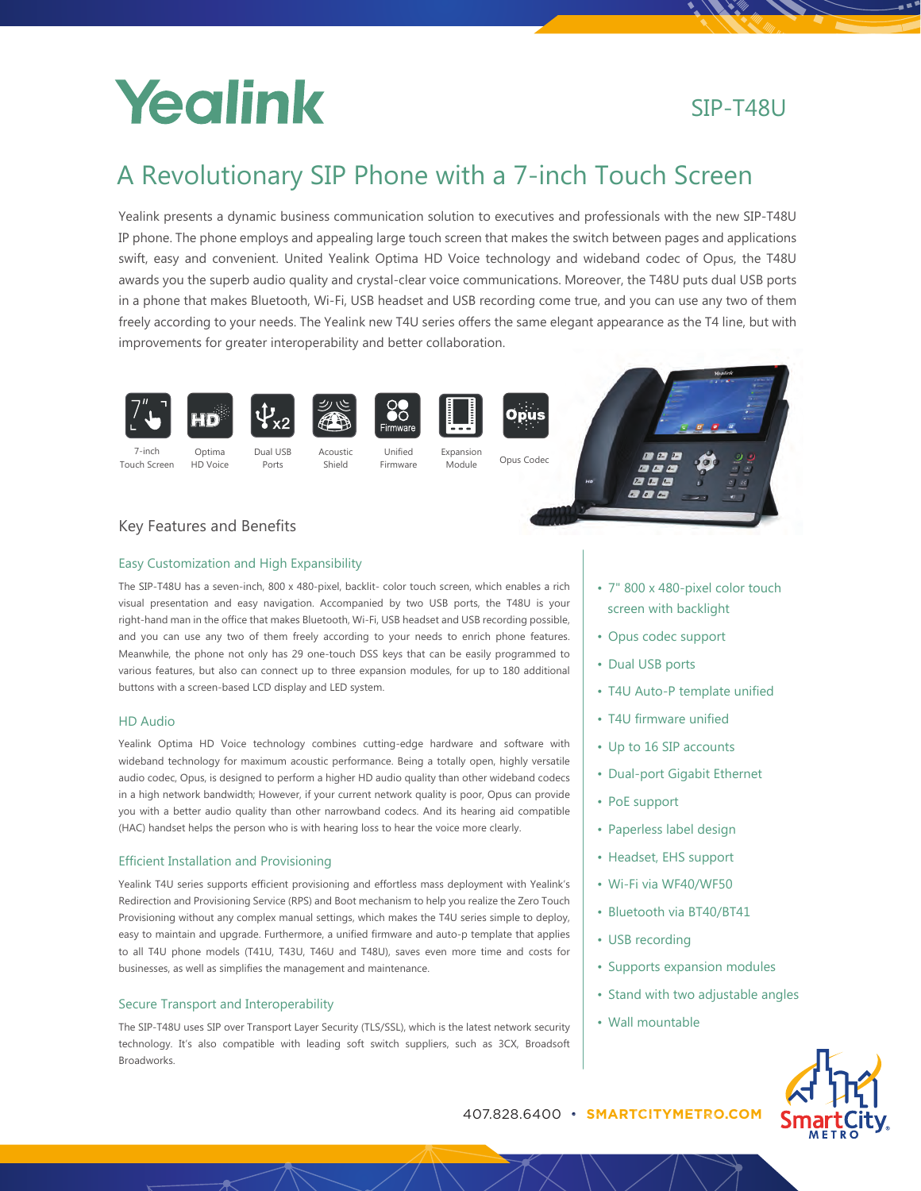# Yealink

SIP-T48U

## A Revolutionary SIP Phone with a 7-inch Touch Screen

Yealink presents a dynamic business communication solution to executives and professionals with the new SIP-T48U IP phone. The phone employs and appealing large touch screen that makes the switch between pages and applications swift, easy and convenient. United Yealink Optima HD Voice technology and wideband codec of Opus, the T48U awards you the superb audio quality and crystal-clear voice communications. Moreover, the T48U puts dual USB ports in a phone that makes Bluetooth, Wi-Fi, USB headset and USB recording come true, and you can use any two of them freely according to your needs. The Yealink new T4U series offers the same elegant appearance as the T4 line, but with improvements for greater interoperability and better collaboration.

7-inch Touch Screen · Optima HD Voice · Dual USB Ports · Acoustic Shield · Unified Firmware · Expansion Module · Opus Codec

### Key Features and Benefits

#### Easy Customization and High Expansibility

The SIP-T48U has a seven-inch, 800 x 480-pixel, backlit- color touch screen, which enables a rich visual presentation and easy navigation. Accompanied by two USB ports, the T48U is your right-hand man in the office that makes Bluetooth, Wi-Fi, USB headset and USB recording possible, and you can use any two of them freely according to your needs to enrich phone features. Meanwhile, the phone not only has 29 one-touch DSS keys that can be easily programmed to various features, but also can connect up to three expansion modules, for up to 180 additional buttons with a screen-based LCD display and LED system.

#### HD Audio

Yealink Optima HD Voice technology combines cutting-edge hardware and software with wideband technology for maximum acoustic performance. Being a totally open, highly versatile audio codec, Opus, is designed to perform a higher HD audio quality than other wideband codecs in a high network bandwidth; However, if your current network quality is poor, Opus can provide you with a better audio quality than other narrowband codecs. And its hearing aid compatible (HAC) handset helps the person who is with hearing loss to hear the voice more clearly.

#### Efficient Installation and Provisioning

Yealink T4U series supports efficient provisioning and effortless mass deployment with Yealink's Redirection and Provisioning Service (RPS) and Boot mechanism to help you realize the Zero Touch Provisioning without any complex manual settings, which makes the T4U series simple to deploy, easy to maintain and upgrade. Furthermore, a unified firmware and auto-p template that applies to all T4U phone models (T41U, T43U, T46U and T48U), saves even more time and costs for businesses, as well as simplifies the management and maintenance.

#### Secure Transport and Interoperability

The SIP-T48U uses SIP over Transport Layer Security (TLS/SSL), which is the latest network security technology. It's also compatible with leading soft switch suppliers, such as 3CX, Broadsoft Broadworks.

- 7" 800 x 480-pixel color touch screen with backlight
- Opus codec support
- Dual USB ports
- T4U Auto-P template unified
- T4U firmware unified
- Up to 16 SIP accounts
- Dual-port Gigabit Ethernet
- PoE support
- Paperless label design
- Headset, EHS support
- Wi-Fi via WF40/WF50
- Bluetooth via BT40/BT41
- USB recording
- Supports expansion modules
- Stand with two adjustable angles
- Wall mountable

407.828.6400 • SMARTCITYMETRO.COM

SmartCity METRO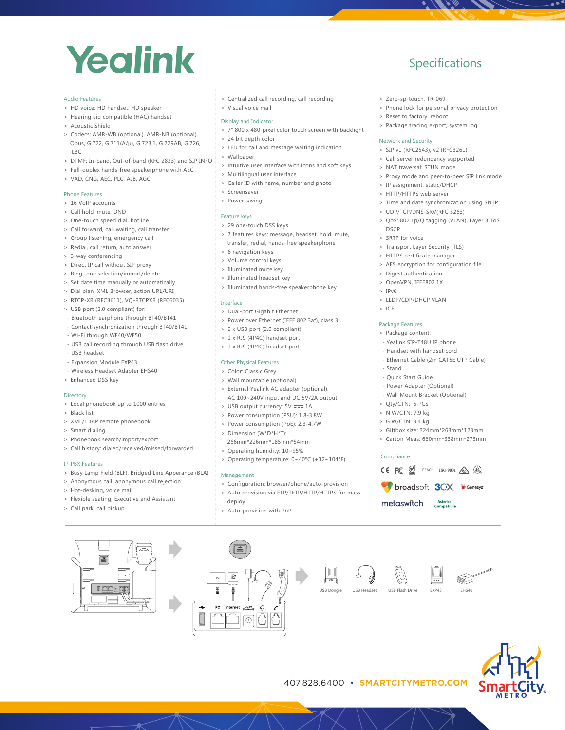# Yealink

## Specifications

### Audio Features

- HD voice: HD handset, HD speaker
- Hearing aid compatible (HAC) handset
- Acoustic Shield
- Codecs: AMR-WB (optional), AMR-NB (optional), Opus, G.722, G.711(A/μ), G.723.1, G.729AB, G.726, iLBC
- DTMF: In-band, Out-of-band (RFC 2833) and SIP INFO
- Full-duplex hands-free speakerphone with AEC
- VAD, CNG, AEC, PLC, AJB, AGC

### Phone Features

- 16 VoIP accounts
- Call hold, mute, DND
- One-touch speed dial, hotline
- Call forward, call waiting, call transfer
- Group listening, emergency call
- Redial, call return, auto answer
- 3-way conferencing
- Direct IP call without SIP proxy
- Ring tone selection/import/delete
- Set date time manually or automatically
- Dial plan, XML Browser, action URL/URI
- RTCP-XR (RFC3611), VQ-RTCPXR (RFC6035)
- USB port (2.0 compliant) for:
  - Bluetooth earphone through BT40/BT41
  - Contact synchronization through BT40/BT41
  - Wi-Fi through WF40/WF50
  - USB call recording through USB flash drive
  - USB headset
  - Expansion Module EXP43
  - Wireless Headset Adapter EHS40
- Enhanced DSS key

### Directory

- Local phonebook up to 1000 entries
- Black list
- XML/LDAP remote phonebook
- Smart dialing
- Phonebook search/import/export
- Call history: dialed/received/missed/forwarded

### IP-PBX Features

- Busy Lamp Field (BLF), Bridged Line Apperance (BLA)
- Anonymous call, anonymous call rejection
- Hot-desking, voice mail
- Flexible seating, Executive and Assistant
- Call park, call pickup
- Centralized call recording, call recording
- Visual voice mail

### Display and Indicator

- 7" 800 x 480-pixel color touch screen with backlight
- 24 bit depth color
- LED for call and message waiting indication
- Wallpaper
- Intuitive user interface with icons and soft keys
- Multilingual user interface
- Caller ID with name, number and photo
- Screensaver
- Power saving

### Feature keys

- 29 one-touch DSS keys
- 7 features keys: message, headset, hold, mute, transfer, redial, hands-free speakerphone
- 6 navigation keys
- Volume control keys
- Illuminated mute key
- Illuminated headset key
- Illuminated hands-free speakerphone key

### Interface

- Dual-port Gigabit Ethernet
- Power over Ethernet (IEEE 802.3af), class 3
- 2 x USB port (2.0 compliant)
- 1 x RJ9 (4P4C) handset port
- 1 x RJ9 (4P4C) headset port

### Other Physical Features

- Color: Classic Grey
- Wall mountable (optional)
- External Yealink AC adapter (optional): AC 100~240V input and DC 5V/2A output
- USB output currency: 5V ⎓ 1A
- Power consumption (PSU): 1.8-3.8W
- Power consumption (PoE): 2.3-4.7W
- Dimension (W*D*H*T): 266mm*226mm*185mm*54mm
- Operating humidity: 10~95%
- Operating temperature: 0~40°C (+32~104°F)

### Management

- Configuration: browser/phone/auto-provision
- Auto provision via FTP/TFTP/HTTP/HTTPS for mass deploy
- Auto-provision with PnP
- Zero-sp-touch, TR-069
- Phone lock for personal privacy protection
- Reset to factory, reboot
- Package tracing export, system log

### Network and Security

- SIP v1 (RFC2543), v2 (RFC3261)
- Call server redundancy supported
- NAT traversal: STUN mode
- Proxy mode and peer-to-peer SIP link mode
- IP assignment: static/DHCP
- HTTP/HTTPS web server
- Time and date synchronization using SNTP
- UDP/TCP/DNS-SRV(RFC 3263)
- QoS: 802.1p/Q tagging (VLAN), Layer 3 ToS DSCP
- SRTP for voice
- Transport Layer Security (TLS)
- HTTPS certificate manager
- AES encryption for configuration file
- Digest authentication
- OpenVPN, IEEE802.1X
- IPv6
- LLDP/CDP/DHCP VLAN
- ICE

### Package Features

- Package content:
  - Yealink SIP-T48U IP phone
  - Handset with handset cord
  - Ethernet Cable (2m CAT5E UTP Cable)
  - Stand
  - Quick Start Guide
  - Power Adapter (Optional)
  - Wall Mount Bracket (Optional)
- Qty/CTN: 5 PCS
- N.W/CTN: 7.9 kg
- G.W/CTN: 8.4 kg
- Giftbox size: 324mm*263mm*128mm
- Carton Meas: 660mm*338mm*273mm

### Compliance

CE FC REACH ISO 9001

broadsoft 3CX Genesys metaswitch Asterisk Compatible

PC Internet DC5V

USB Dongle USB Headset USB Flash Drive EXP43 EHS40

407.828.6400 • SMARTCITYMETRO.COM

SmartCity METRO